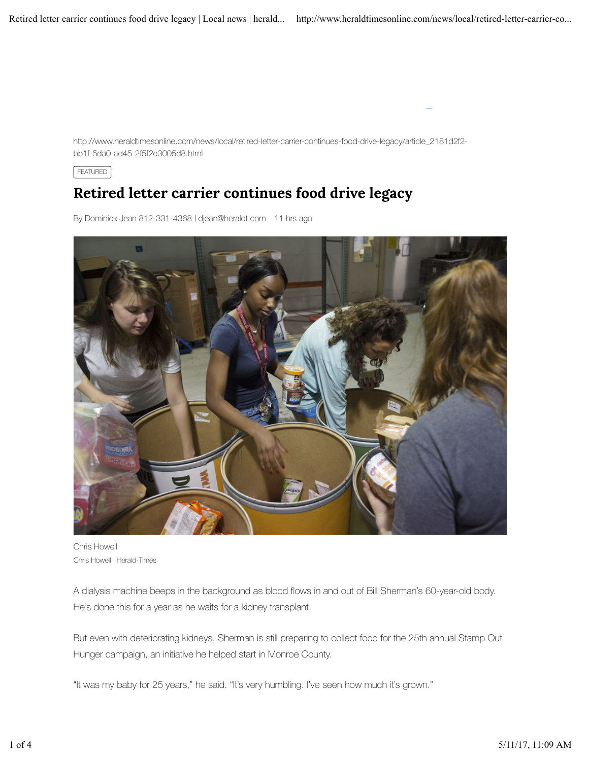http://www.heraldtimesonline.com/news/local/retired-letter-carrier-continues-food-drive-legacy/article_2181d2f2-bb1f-5da0-ad45-2f5f2e3005d8.html

FEATURED

# Retired letter carrier continues food drive legacy

By Dominick Jean 812-331-4368 | djean@heraldt.com   11 hrs ago

Chris Howell

Chris Howell | Herald-Times

A dialysis machine beeps in the background as blood flows in and out of Bill Sherman's 60-year-old body. He's done this for a year as he waits for a kidney transplant.

But even with deteriorating kidneys, Sherman is still preparing to collect food for the 25th annual Stamp Out Hunger campaign, an initiative he helped start in Monroe County.

"It was my baby for 25 years," he said. "It's very humbling. I've seen how much it's grown."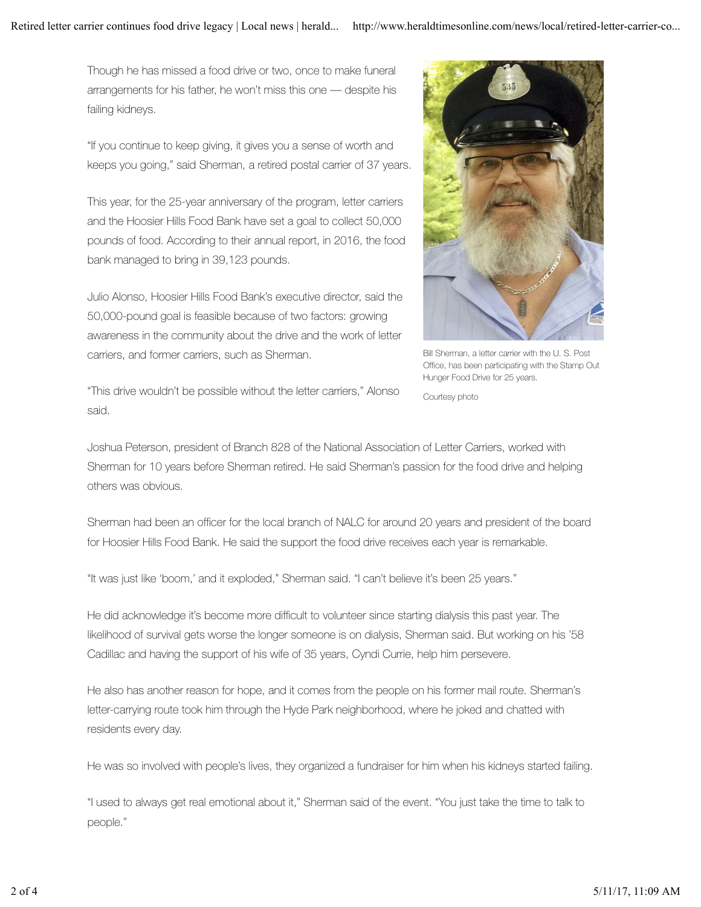Though he has missed a food drive or two, once to make funeral arrangements for his father, he won't miss this one — despite his failing kidneys.

"If you continue to keep giving, it gives you a sense of worth and keeps you going," said Sherman, a retired postal carrier of 37 years.

This year, for the 25-year anniversary of the program, letter carriers and the Hoosier Hills Food Bank have set a goal to collect 50,000 pounds of food. According to their annual report, in 2016, the food bank managed to bring in 39,123 pounds.

Julio Alonso, Hoosier Hills Food Bank's executive director, said the 50,000-pound goal is feasible because of two factors: growing awareness in the community about the drive and the work of letter carriers, and former carriers, such as Sherman.

"This drive wouldn't be possible without the letter carriers," Alonso said.

Bill Sherman, a letter carrier with the U. S. Post Office, has been participating with the Stamp Out Hunger Food Drive for 25 years.

Courtesy photo

Joshua Peterson, president of Branch 828 of the National Association of Letter Carriers, worked with Sherman for 10 years before Sherman retired. He said Sherman's passion for the food drive and helping others was obvious.

Sherman had been an officer for the local branch of NALC for around 20 years and president of the board for Hoosier Hills Food Bank. He said the support the food drive receives each year is remarkable.

"It was just like 'boom,' and it exploded," Sherman said. "I can't believe it's been 25 years."

He did acknowledge it's become more difficult to volunteer since starting dialysis this past year. The likelihood of survival gets worse the longer someone is on dialysis, Sherman said. But working on his '58 Cadillac and having the support of his wife of 35 years, Cyndi Currie, help him persevere.

He also has another reason for hope, and it comes from the people on his former mail route. Sherman's letter-carrying route took him through the Hyde Park neighborhood, where he joked and chatted with residents every day.

He was so involved with people's lives, they organized a fundraiser for him when his kidneys started failing.

"I used to always get real emotional about it," Sherman said of the event. "You just take the time to talk to people."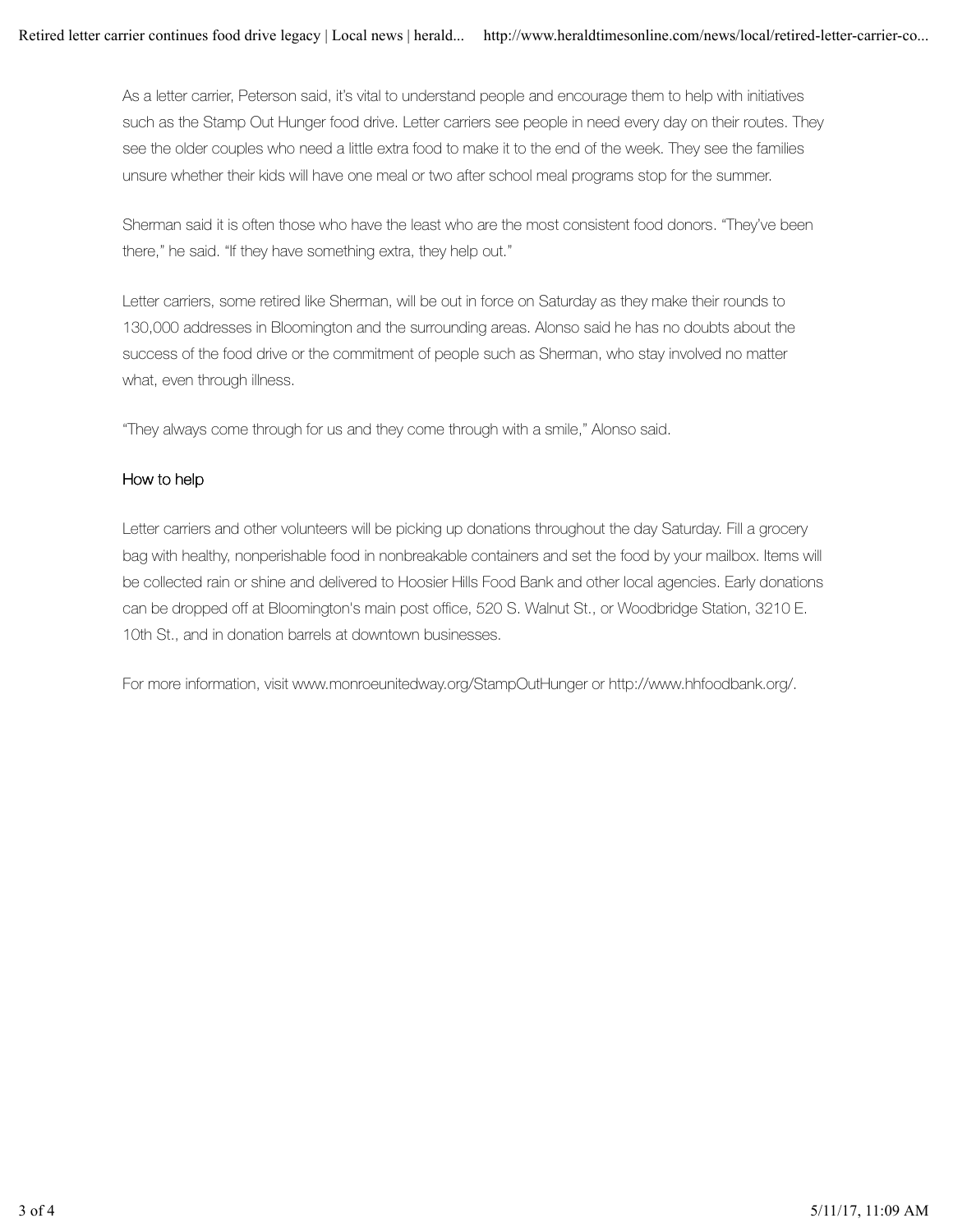As a letter carrier, Peterson said, it's vital to understand people and encourage them to help with initiatives such as the Stamp Out Hunger food drive. Letter carriers see people in need every day on their routes. They see the older couples who need a little extra food to make it to the end of the week. They see the families unsure whether their kids will have one meal or two after school meal programs stop for the summer.

Sherman said it is often those who have the least who are the most consistent food donors. "They've been there," he said. "If they have something extra, they help out."

Letter carriers, some retired like Sherman, will be out in force on Saturday as they make their rounds to 130,000 addresses in Bloomington and the surrounding areas. Alonso said he has no doubts about the success of the food drive or the commitment of people such as Sherman, who stay involved no matter what, even through illness.

"They always come through for us and they come through with a smile," Alonso said.

### How to help

Letter carriers and other volunteers will be picking up donations throughout the day Saturday. Fill a grocery bag with healthy, nonperishable food in nonbreakable containers and set the food by your mailbox. Items will be collected rain or shine and delivered to Hoosier Hills Food Bank and other local agencies. Early donations can be dropped off at Bloomington's main post office, 520 S. Walnut St., or Woodbridge Station, 3210 E. 10th St., and in donation barrels at downtown businesses.

For more information, visit www.monroeunitedway.org/StampOutHunger or http://www.hhfoodbank.org/.